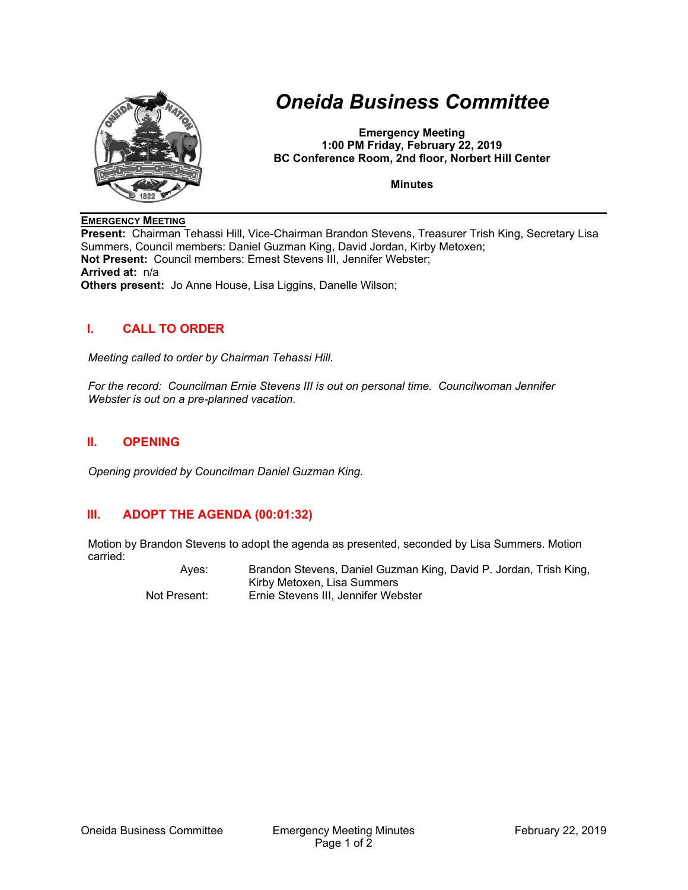# *Oneida Business Committee*

**Emergency Meeting**
**1:00 PM Friday, February 22, 2019**
**BC Conference Room, 2nd floor, Norbert Hill Center**

**Minutes**

**EMERGENCY MEETING**

**Present:** Chairman Tehassi Hill, Vice-Chairman Brandon Stevens, Treasurer Trish King, Secretary Lisa Summers, Council members: Daniel Guzman King, David Jordan, Kirby Metoxen;
**Not Present:** Council members: Ernest Stevens III, Jennifer Webster;
**Arrived at:** n/a
**Others present:** Jo Anne House, Lisa Liggins, Danelle Wilson;

## I. CALL TO ORDER

*Meeting called to order by Chairman Tehassi Hill.*

*For the record: Councilman Ernie Stevens III is out on personal time. Councilwoman Jennifer Webster is out on a pre-planned vacation.*

## II. OPENING

*Opening provided by Councilman Daniel Guzman King.*

## III. ADOPT THE AGENDA (00:01:32)

Motion by Brandon Stevens to adopt the agenda as presented, seconded by Lisa Summers. Motion carried:

| | |
|---|---|
| Ayes: | Brandon Stevens, Daniel Guzman King, David P. Jordan, Trish King, Kirby Metoxen, Lisa Summers |
| Not Present: | Ernie Stevens III, Jennifer Webster |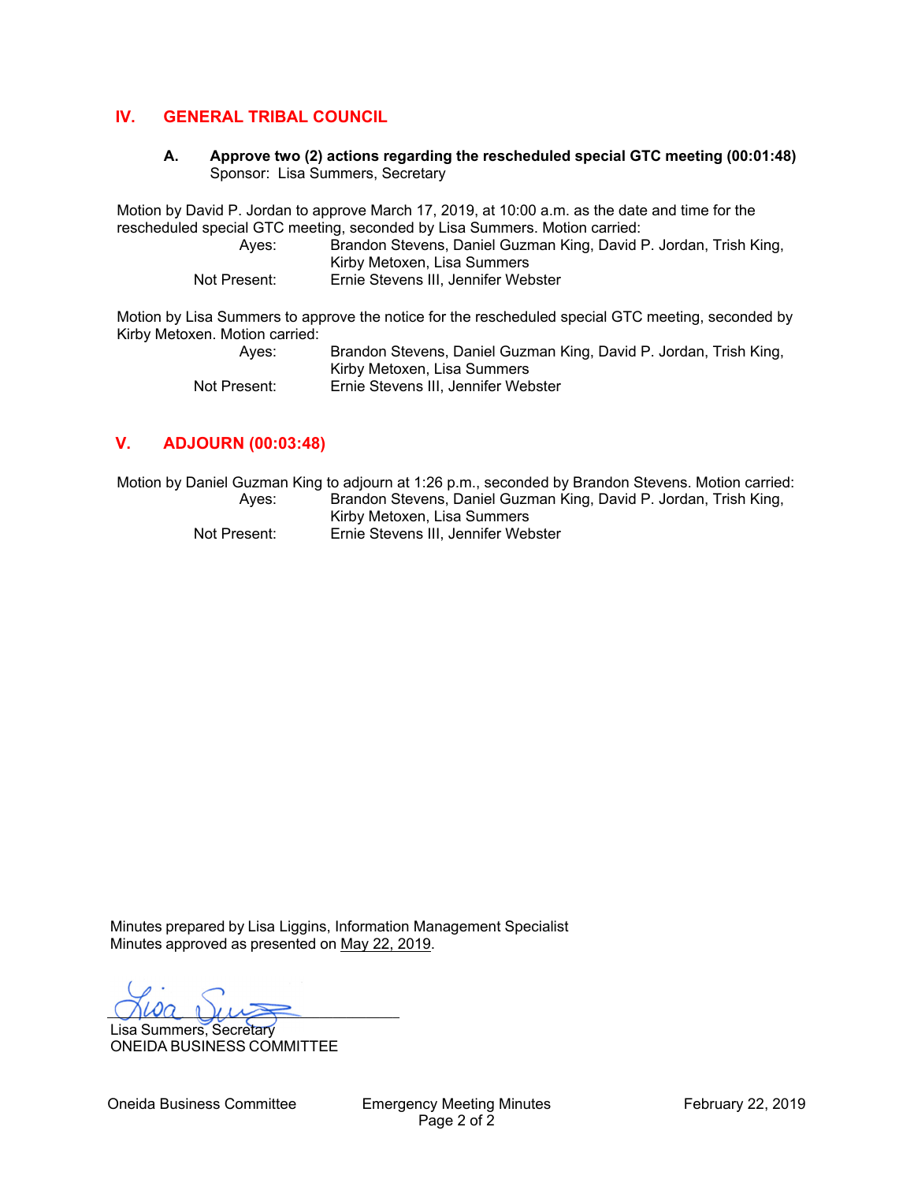## IV. GENERAL TRIBAL COUNCIL

### A. Approve two (2) actions regarding the rescheduled special GTC meeting (00:01:48)
Sponsor: Lisa Summers, Secretary

Motion by David P. Jordan to approve March 17, 2019, at 10:00 a.m. as the date and time for the rescheduled special GTC meeting, seconded by Lisa Summers. Motion carried:

Ayes: Brandon Stevens, Daniel Guzman King, David P. Jordan, Trish King, Kirby Metoxen, Lisa Summers
Not Present: Ernie Stevens III, Jennifer Webster

Motion by Lisa Summers to approve the notice for the rescheduled special GTC meeting, seconded by Kirby Metoxen. Motion carried:

Ayes: Brandon Stevens, Daniel Guzman King, David P. Jordan, Trish King, Kirby Metoxen, Lisa Summers
Not Present: Ernie Stevens III, Jennifer Webster

## V. ADJOURN (00:03:48)

Motion by Daniel Guzman King to adjourn at 1:26 p.m., seconded by Brandon Stevens. Motion carried:

Ayes: Brandon Stevens, Daniel Guzman King, David P. Jordan, Trish King, Kirby Metoxen, Lisa Summers
Not Present: Ernie Stevens III, Jennifer Webster

Minutes prepared by Lisa Liggins, Information Management Specialist
Minutes approved as presented on May 22, 2019.

Lisa Summers, Secretary
ONEIDA BUSINESS COMMITTEE